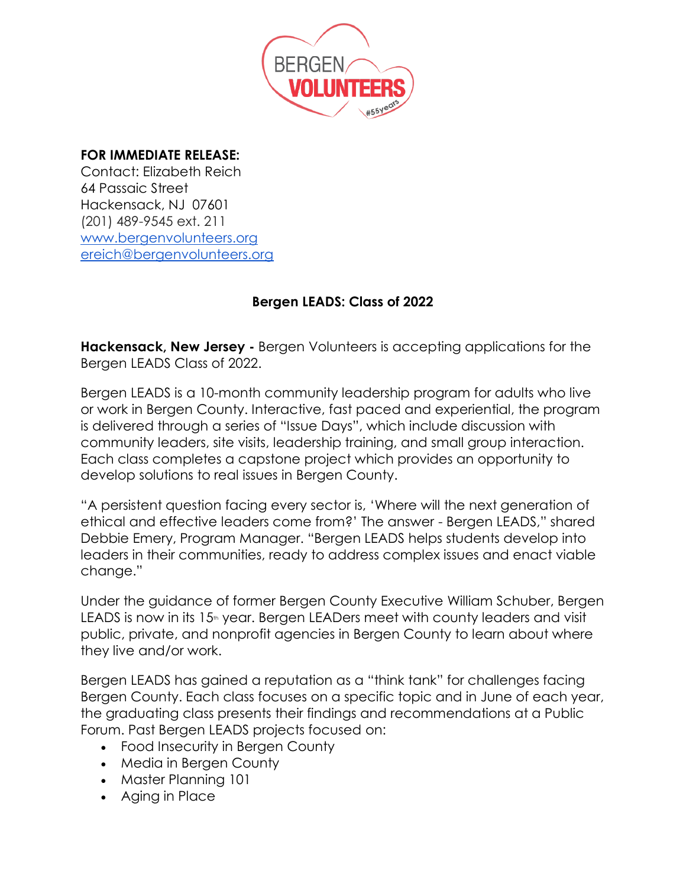**FOR IMMEDIATE RELEASE:**
Contact: Elizabeth Reich
64 Passaic Street
Hackensack, NJ 07601
(201) 489-9545 ext. 211
www.bergenvolunteers.org
ereich@bergenvolunteers.org

## Bergen LEADS: Class of 2022

**Hackensack, New Jersey -** Bergen Volunteers is accepting applications for the Bergen LEADS Class of 2022.

Bergen LEADS is a 10-month community leadership program for adults who live or work in Bergen County. Interactive, fast paced and experiential, the program is delivered through a series of "Issue Days", which include discussion with community leaders, site visits, leadership training, and small group interaction. Each class completes a capstone project which provides an opportunity to develop solutions to real issues in Bergen County.

"A persistent question facing every sector is, 'Where will the next generation of ethical and effective leaders come from?' The answer - Bergen LEADS," shared Debbie Emery, Program Manager. "Bergen LEADS helps students develop into leaders in their communities, ready to address complex issues and enact viable change."

Under the guidance of former Bergen County Executive William Schuber, Bergen LEADS is now in its 15th year. Bergen LEADers meet with county leaders and visit public, private, and nonprofit agencies in Bergen County to learn about where they live and/or work.

Bergen LEADS has gained a reputation as a "think tank" for challenges facing Bergen County. Each class focuses on a specific topic and in June of each year, the graduating class presents their findings and recommendations at a Public Forum. Past Bergen LEADS projects focused on:

- Food Insecurity in Bergen County
- Media in Bergen County
- Master Planning 101
- Aging in Place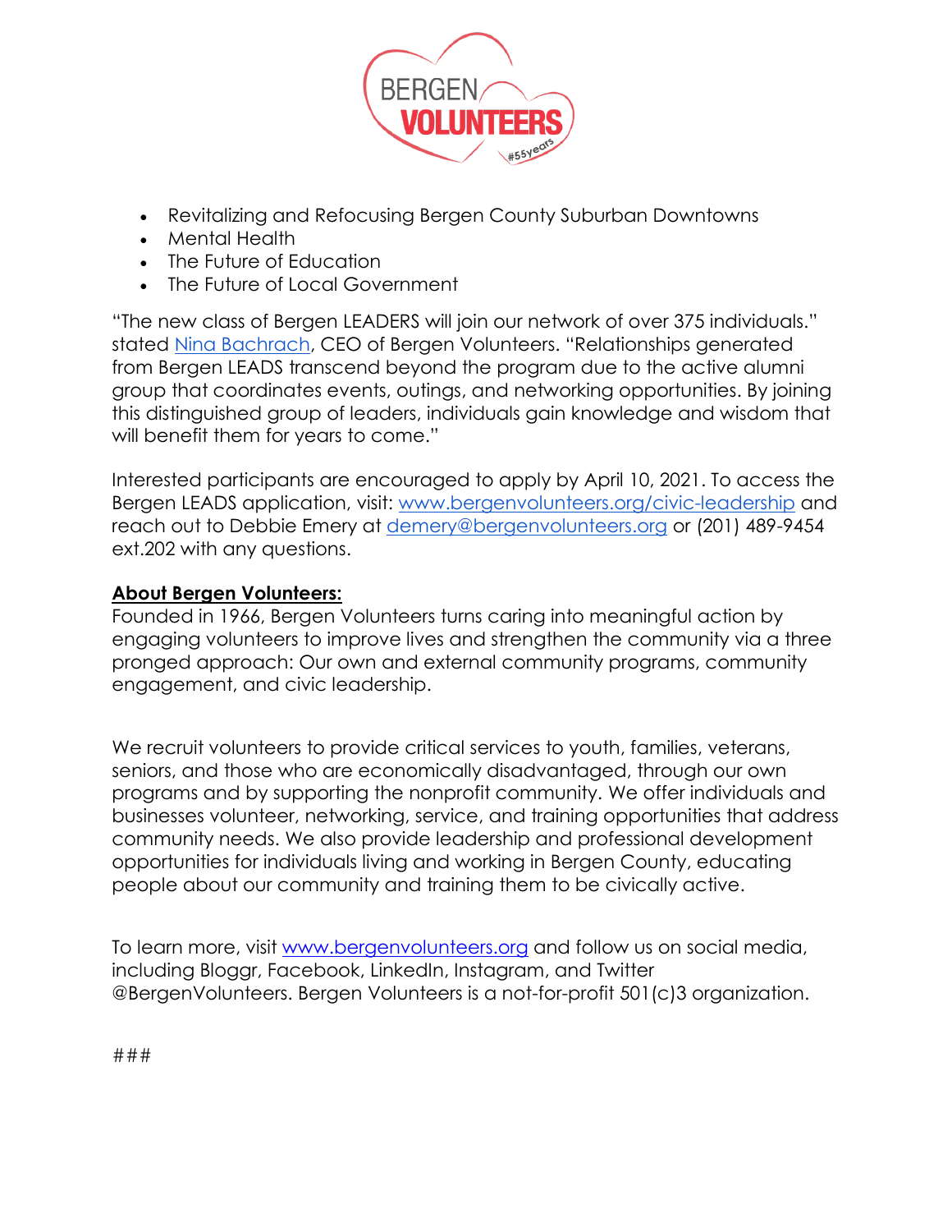- Revitalizing and Refocusing Bergen County Suburban Downtowns
- Mental Health
- The Future of Education
- The Future of Local Government

"The new class of Bergen LEADERS will join our network of over 375 individuals." stated Nina Bachrach, CEO of Bergen Volunteers. "Relationships generated from Bergen LEADS transcend beyond the program due to the active alumni group that coordinates events, outings, and networking opportunities. By joining this distinguished group of leaders, individuals gain knowledge and wisdom that will benefit them for years to come."

Interested participants are encouraged to apply by April 10, 2021. To access the Bergen LEADS application, visit: www.bergenvolunteers.org/civic-leadership and reach out to Debbie Emery at demery@bergenvolunteers.org or (201) 489-9454 ext.202 with any questions.

**About Bergen Volunteers:**

Founded in 1966, Bergen Volunteers turns caring into meaningful action by engaging volunteers to improve lives and strengthen the community via a three pronged approach: Our own and external community programs, community engagement, and civic leadership.

We recruit volunteers to provide critical services to youth, families, veterans, seniors, and those who are economically disadvantaged, through our own programs and by supporting the nonprofit community. We offer individuals and businesses volunteer, networking, service, and training opportunities that address community needs. We also provide leadership and professional development opportunities for individuals living and working in Bergen County, educating people about our community and training them to be civically active.

To learn more, visit www.bergenvolunteers.org and follow us on social media, including Bloggr, Facebook, LinkedIn, Instagram, and Twitter @BergenVolunteers. Bergen Volunteers is a not-for-profit 501(c)3 organization.

###